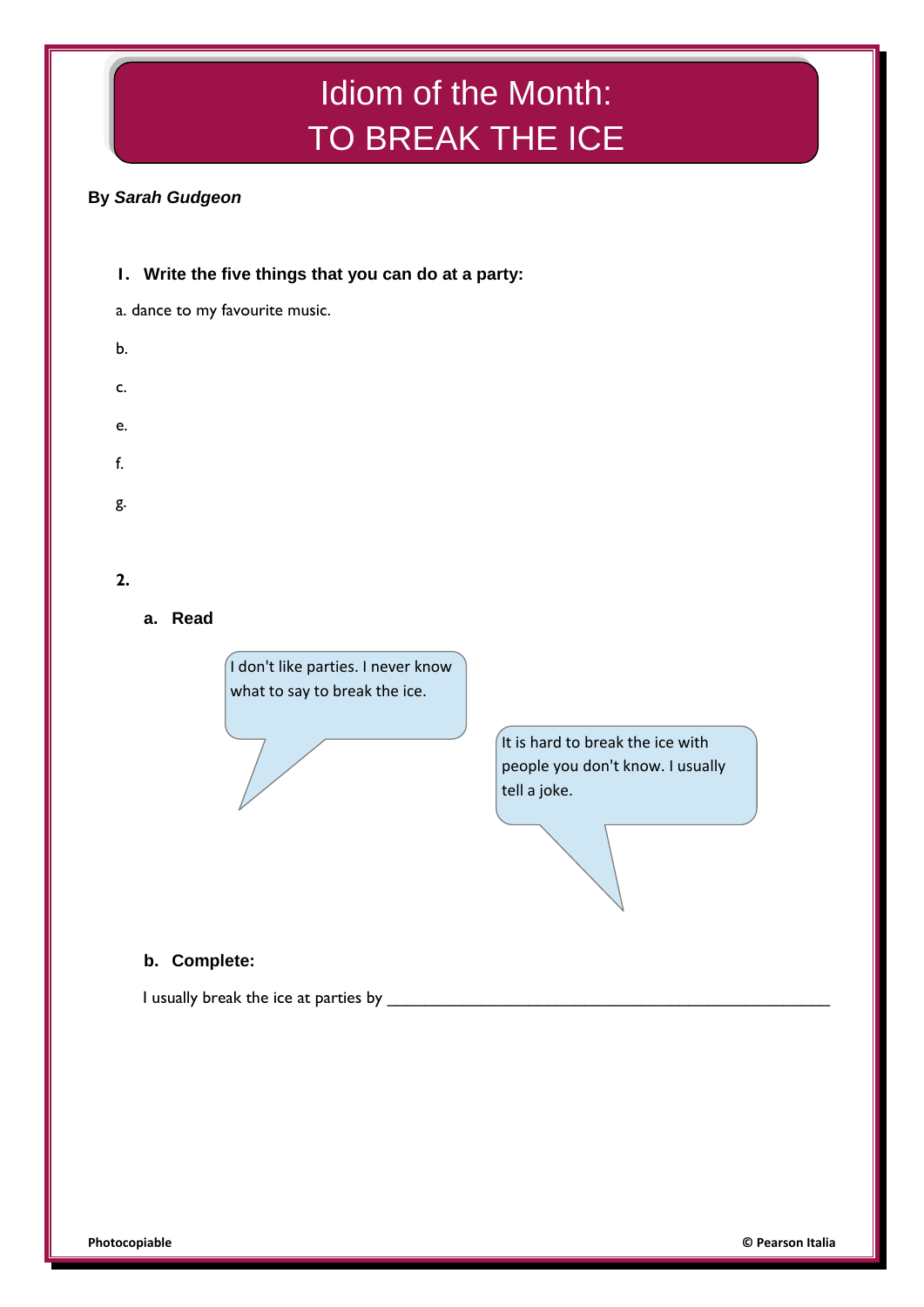# Idiom of the Month: TO BREAK THE ICE

**By *Sarah Gudgeon***

**1. Write the five things that you can do at a party:**

a. dance to my favourite music.

b.

c.

e.

f.

g.

**2.**

**a. Read**

I don't like parties. I never know what to say to break the ice.

It is hard to break the ice with people you don't know. I usually tell a joke.

**b. Complete:**

I usually break the ice at parties by ______________________________________________________

Photocopiable

© Pearson Italia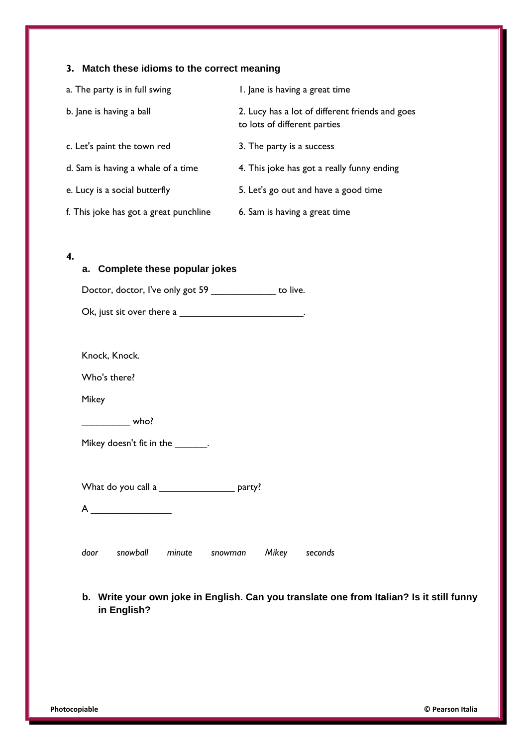### 3. Match these idioms to the correct meaning

| | |
|---|---|
| a. The party is in full swing | 1. Jane is having a great time |
| b. Jane is having a ball | 2. Lucy has a lot of different friends and goes to lots of different parties |
| c. Let's paint the town red | 3. The party is a success |
| d. Sam is having a whale of a time | 4. This joke has got a really funny ending |
| e. Lucy is a social butterfly | 5. Let's go out and have a good time |
| f. This joke has got a great punchline | 6. Sam is having a great time |

### 4.

#### a. Complete these popular jokes

Doctor, doctor, I've only got 59 ____________ to live.

Ok, just sit over there a ________________________.

Knock, Knock.

Who's there?

Mikey

_________ who?

Mikey doesn't fit in the ______.

What do you call a ______________ party?

A _______________

*door* *snowball* *minute* *snowman* *Mikey* *seconds*

#### b. Write your own joke in English. Can you translate one from Italian? Is it still funny in English?

Photocopiable © Pearson Italia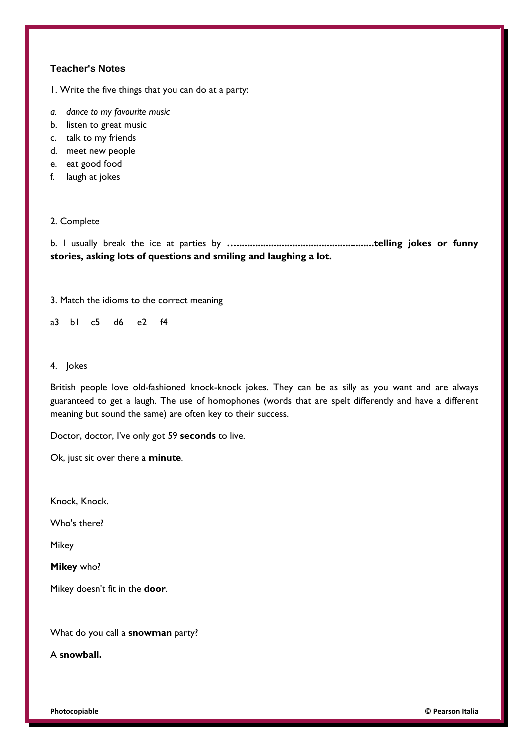### Teacher's Notes

1. Write the five things that you can do at a party:

a. *dance to my favourite music*
b. listen to great music
c. talk to my friends
d. meet new people
e. eat good food
f. laugh at jokes

2. Complete

b. I usually break the ice at parties by **…...................................................telling jokes or funny stories, asking lots of questions and smiling and laughing a lot.**

3. Match the idioms to the correct meaning

a3 b1 c5 d6 e2 f4

4. Jokes

British people love old-fashioned knock-knock jokes. They can be as silly as you want and are always guaranteed to get a laugh. The use of homophones (words that are spelt differently and have a different meaning but sound the same) are often key to their success.

Doctor, doctor, I've only got 59 **seconds** to live.

Ok, just sit over there a **minute**.

Knock, Knock.

Who's there?

Mikey

**Mikey** who?

Mikey doesn't fit in the **door**.

What do you call a **snowman** party?

A **snowball.**

**Photocopiable** **© Pearson Italia**